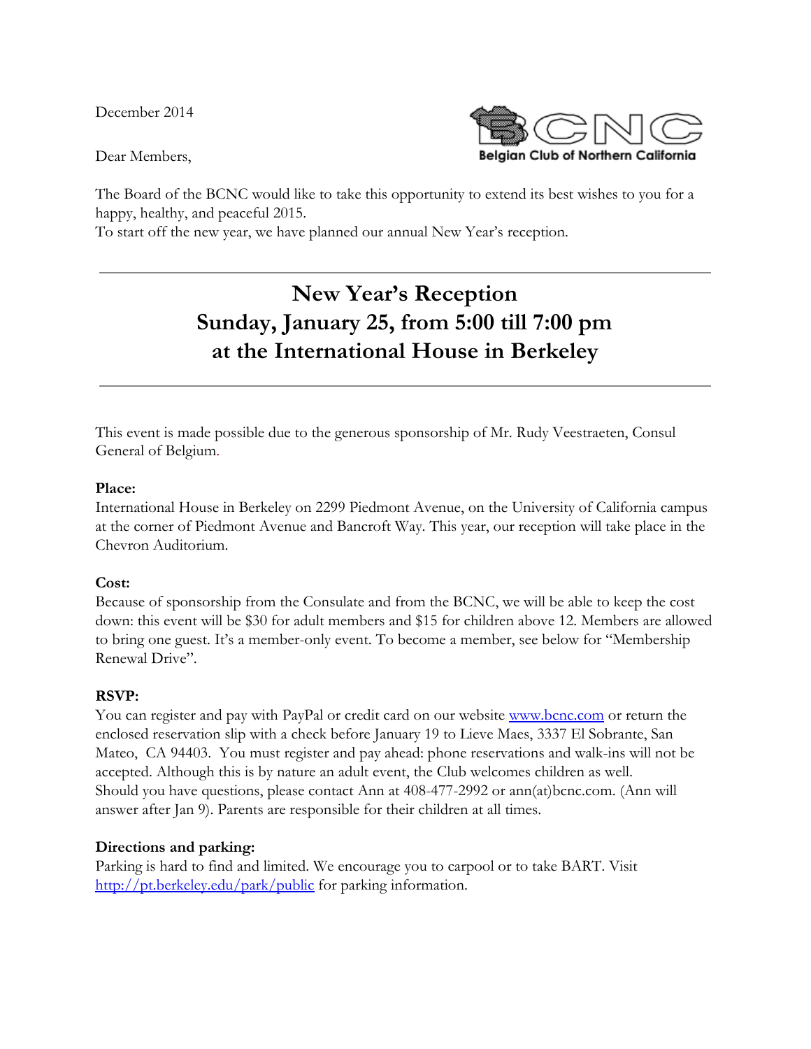December 2014

Dear Members,

BCNC
Belgian Club of Northern California

The Board of the BCNC would like to take this opportunity to extend its best wishes to you for a happy, healthy, and peaceful 2015.
To start off the new year, we have planned our annual New Year's reception.

---

# New Year's Reception
## Sunday, January 25, from 5:00 till 7:00 pm
## at the International House in Berkeley

---

This event is made possible due to the generous sponsorship of Mr. Rudy Veestraeten, Consul General of Belgium.

**Place:**
International House in Berkeley on 2299 Piedmont Avenue, on the University of California campus at the corner of Piedmont Avenue and Bancroft Way. This year, our reception will take place in the Chevron Auditorium.

**Cost:**
Because of sponsorship from the Consulate and from the BCNC, we will be able to keep the cost down: this event will be $30 for adult members and $15 for children above 12. Members are allowed to bring one guest. It's a member-only event. To become a member, see below for "Membership Renewal Drive".

**RSVP:**
You can register and pay with PayPal or credit card on our website www.bcnc.com or return the enclosed reservation slip with a check before January 19 to Lieve Maes, 3337 El Sobrante, San Mateo, CA 94403. You must register and pay ahead: phone reservations and walk-ins will not be accepted. Although this is by nature an adult event, the Club welcomes children as well.
Should you have questions, please contact Ann at 408-477-2992 or ann(at)bcnc.com. (Ann will answer after Jan 9). Parents are responsible for their children at all times.

**Directions and parking:**
Parking is hard to find and limited. We encourage you to carpool or to take BART. Visit http://pt.berkeley.edu/park/public for parking information.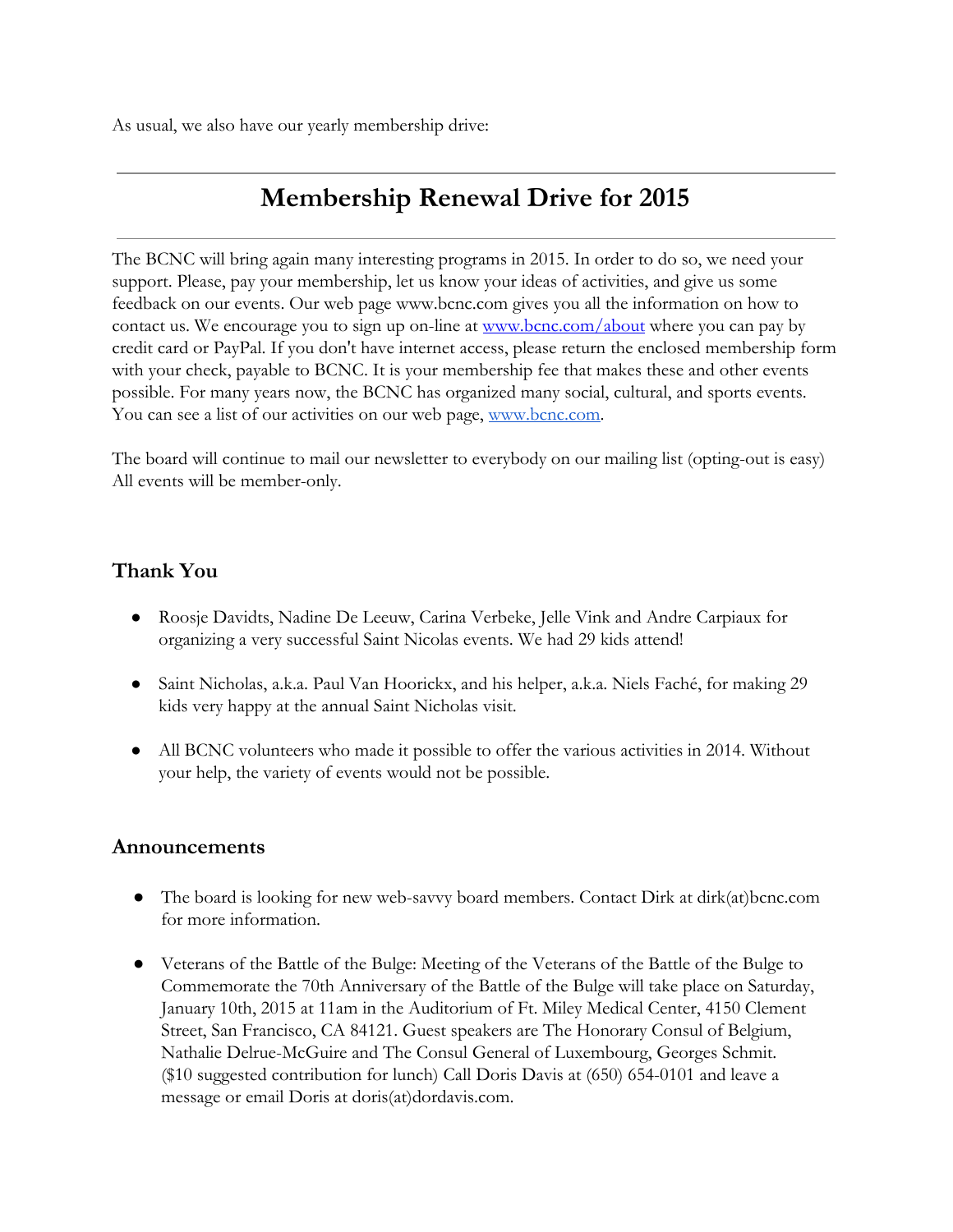As usual, we also have our yearly membership drive:

---

# Membership Renewal Drive for 2015

---

The BCNC will bring again many interesting programs in 2015. In order to do so, we need your support. Please, pay your membership, let us know your ideas of activities, and give us some feedback on our events. Our web page www.bcnc.com gives you all the information on how to contact us. We encourage you to sign up on-line at [www.bcnc.com/about](http://www.bcnc.com/about) where you can pay by credit card or PayPal. If you don't have internet access, please return the enclosed membership form with your check, payable to BCNC. It is your membership fee that makes these and other events possible. For many years now, the BCNC has organized many social, cultural, and sports events. You can see a list of our activities on our web page, [www.bcnc.com](http://www.bcnc.com).

The board will continue to mail our newsletter to everybody on our mailing list (opting-out is easy) All events will be member-only.

## Thank You

- Roosje Davidts, Nadine De Leeuw, Carina Verbeke, Jelle Vink and Andre Carpiaux for organizing a very successful Saint Nicolas events. We had 29 kids attend!
- Saint Nicholas, a.k.a. Paul Van Hoorickx, and his helper, a.k.a. Niels Faché, for making 29 kids very happy at the annual Saint Nicholas visit.
- All BCNC volunteers who made it possible to offer the various activities in 2014. Without your help, the variety of events would not be possible.

## Announcements

- The board is looking for new web-savvy board members. Contact Dirk at dirk(at)bcnc.com for more information.
- Veterans of the Battle of the Bulge: Meeting of the Veterans of the Battle of the Bulge to Commemorate the 70th Anniversary of the Battle of the Bulge will take place on Saturday, January 10th, 2015 at 11am in the Auditorium of Ft. Miley Medical Center, 4150 Clement Street, San Francisco, CA 84121. Guest speakers are The Honorary Consul of Belgium, Nathalie Delrue-McGuire and The Consul General of Luxembourg, Georges Schmit. ($10 suggested contribution for lunch) Call Doris Davis at (650) 654-0101 and leave a message or email Doris at doris(at)dordavis.com.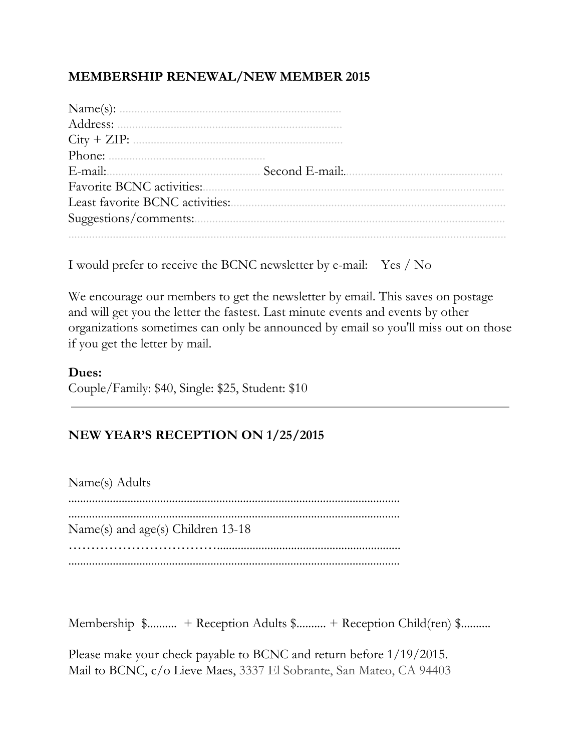**MEMBERSHIP RENEWAL/NEW MEMBER 2015**

Name(s): ..........................................................................
Address: ..........................................................................
City + ZIP: ......................................................................
Phone: ....................................................
E-mail:.................................................... Second E-mail:.....................................................
Favorite BCNC activities:.....................................................................................................
Least favorite BCNC activities:............................................................................................
Suggestions/comments:.........................................................................................................
.................................................................................................................................................

I would prefer to receive the BCNC newsletter by e-mail: Yes / No

We encourage our members to get the newsletter by email. This saves on postage and will get you the letter the fastest. Last minute events and events by other organizations sometimes can only be announced by email so you'll miss out on those if you get the letter by mail.

**Dues:**
Couple/Family: $40, Single: $25, Student: $10

---

**NEW YEAR'S RECEPTION ON 1/25/2015**

Name(s) Adults
................................................................................................................
................................................................................................................
Name(s) and age(s) Children 13-18
……………………………...............................................................
................................................................................................................

Membership $.......... + Reception Adults $.......... + Reception Child(ren) $..........

Please make your check payable to BCNC and return before 1/19/2015.
Mail to BCNC, c/o Lieve Maes, 3337 El Sobrante, San Mateo, CA 94403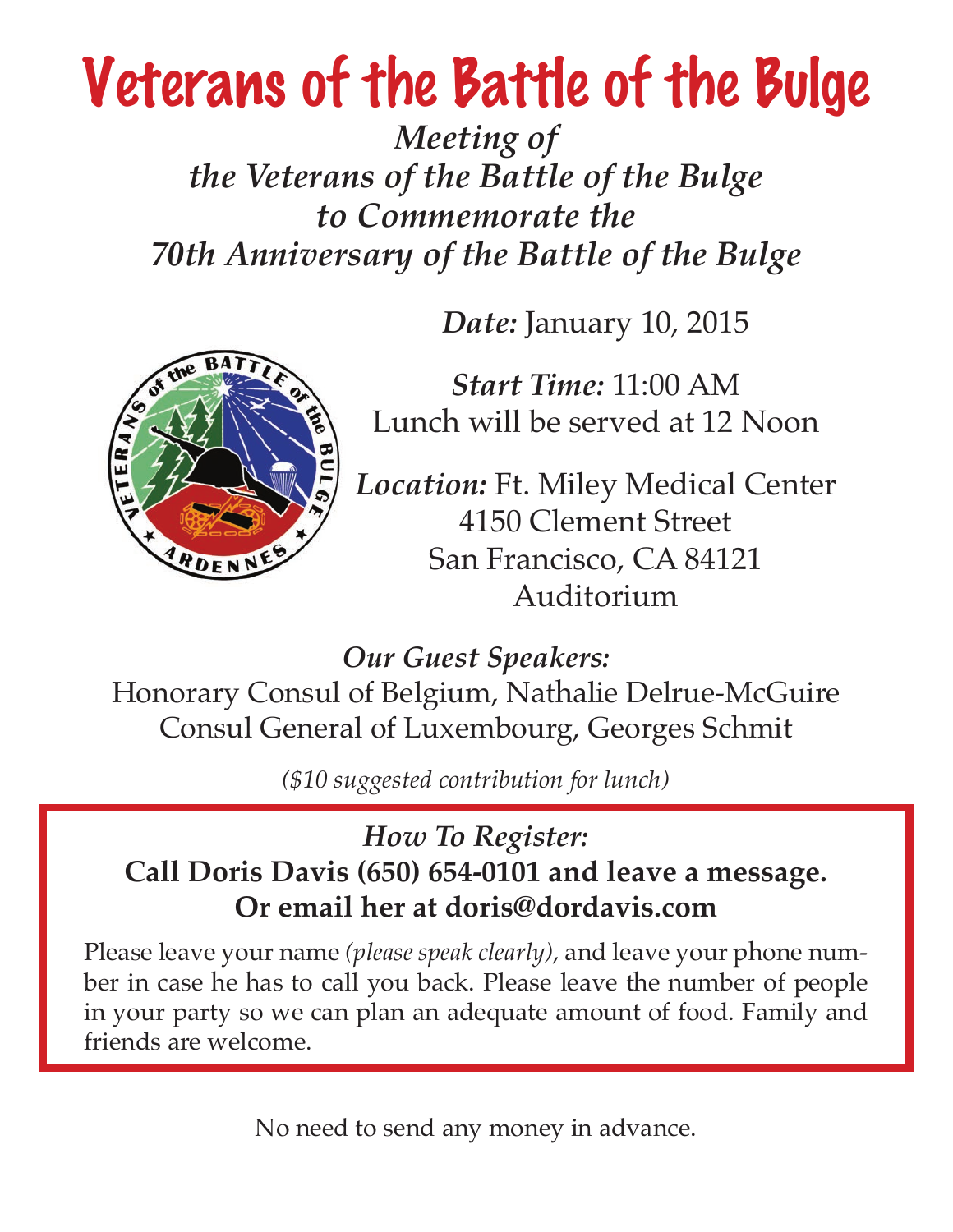# Veterans of the Battle of the Bulge

***Meeting of***
***the Veterans of the Battle of the Bulge***
***to Commemorate the***
***70th Anniversary of the Battle of the Bulge***

*Date:* January 10, 2015

*Start Time:* 11:00 AM
Lunch will be served at 12 Noon

*Location:* Ft. Miley Medical Center
4150 Clement Street
San Francisco, CA 84121
Auditorium

***Our Guest Speakers:***
Honorary Consul of Belgium, Nathalie Delrue-McGuire
Consul General of Luxembourg, Georges Schmit

*($10 suggested contribution for lunch)*

***How To Register:***
**Call Doris Davis (650) 654-0101 and leave a message.**
**Or email her at doris@dordavis.com**

Please leave your name *(please speak clearly)*, and leave your phone number in case he has to call you back. Please leave the number of people in your party so we can plan an adequate amount of food. Family and friends are welcome.

No need to send any money in advance.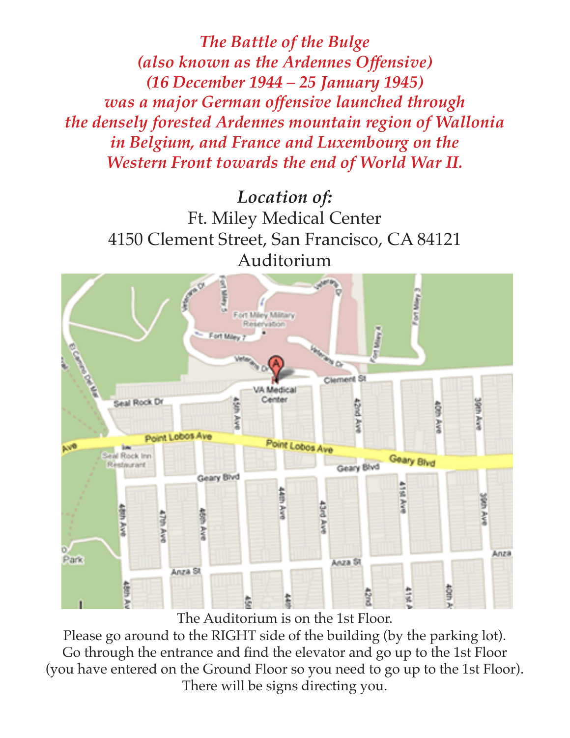*The Battle of the Bulge*
*(also known as the Ardennes Offensive)*
*(16 December 1944 – 25 January 1945)*
*was a major German offensive launched through*
*the densely forested Ardennes mountain region of Wallonia*
*in Belgium, and France and Luxembourg on the*
*Western Front towards the end of World War II.*

***Location of:***

Ft. Miley Medical Center
4150 Clement Street, San Francisco, CA 84121
Auditorium

The Auditorium is on the 1st Floor.
Please go around to the RIGHT side of the building (by the parking lot).
Go through the entrance and find the elevator and go up to the 1st Floor
(you have entered on the Ground Floor so you need to go up to the 1st Floor).
There will be signs directing you.